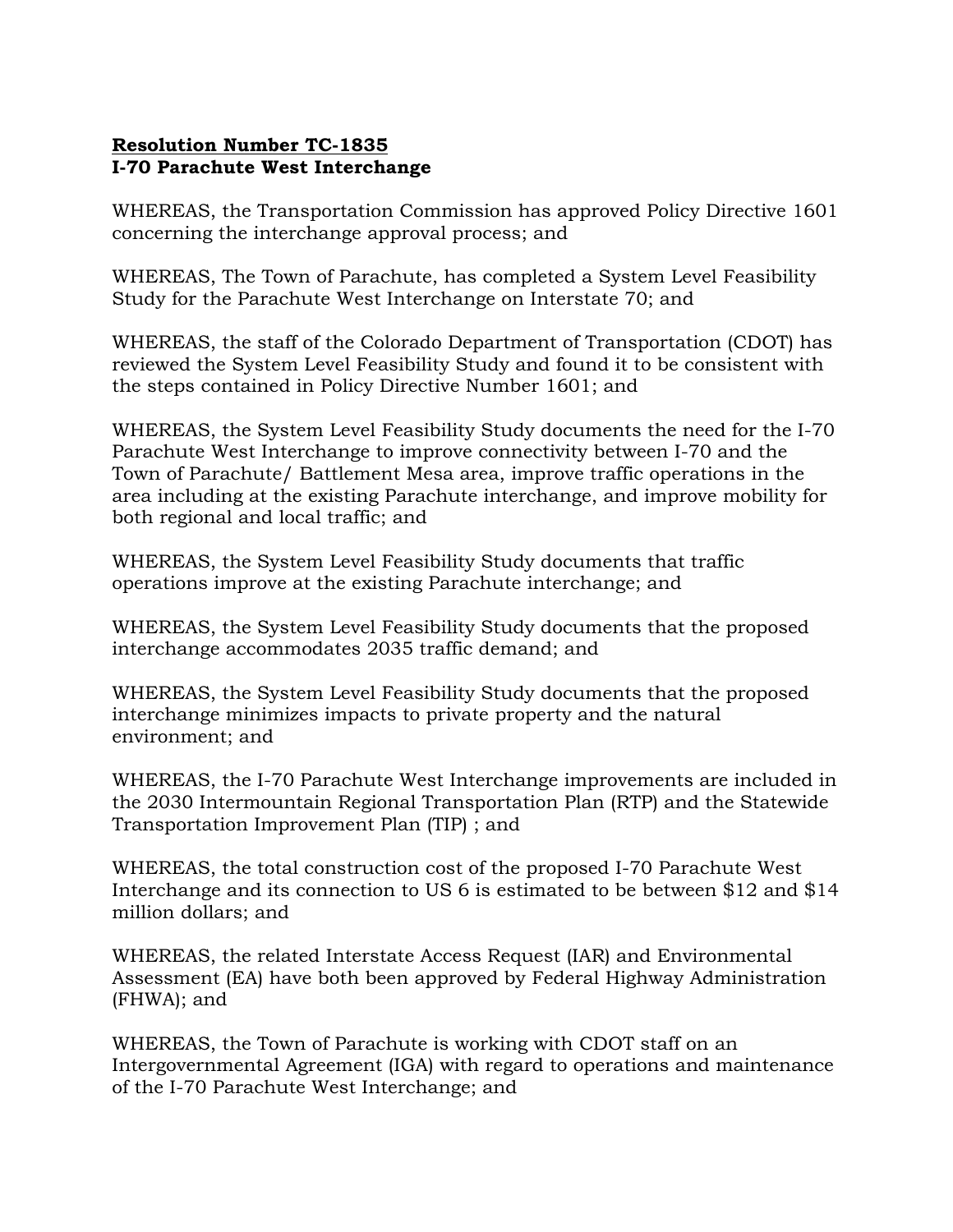**Resolution Number TC-1835**
**I-70 Parachute West Interchange**

WHEREAS, the Transportation Commission has approved Policy Directive 1601 concerning the interchange approval process; and

WHEREAS, The Town of Parachute, has completed a System Level Feasibility Study for the Parachute West Interchange on Interstate 70; and

WHEREAS, the staff of the Colorado Department of Transportation (CDOT) has reviewed the System Level Feasibility Study and found it to be consistent with the steps contained in Policy Directive Number 1601; and

WHEREAS, the System Level Feasibility Study documents the need for the I-70 Parachute West Interchange to improve connectivity between I-70 and the Town of Parachute/ Battlement Mesa area, improve traffic operations in the area including at the existing Parachute interchange, and improve mobility for both regional and local traffic; and

WHEREAS, the System Level Feasibility Study documents that traffic operations improve at the existing Parachute interchange; and

WHEREAS, the System Level Feasibility Study documents that the proposed interchange accommodates 2035 traffic demand; and

WHEREAS, the System Level Feasibility Study documents that the proposed interchange minimizes impacts to private property and the natural environment; and

WHEREAS, the I-70 Parachute West Interchange improvements are included in the 2030 Intermountain Regional Transportation Plan (RTP) and the Statewide Transportation Improvement Plan (TIP) ; and

WHEREAS, the total construction cost of the proposed I-70 Parachute West Interchange and its connection to US 6 is estimated to be between $12 and $14 million dollars; and

WHEREAS, the related Interstate Access Request (IAR) and Environmental Assessment (EA) have both been approved by Federal Highway Administration (FHWA); and

WHEREAS, the Town of Parachute is working with CDOT staff on an Intergovernmental Agreement (IGA) with regard to operations and maintenance of the I-70 Parachute West Interchange; and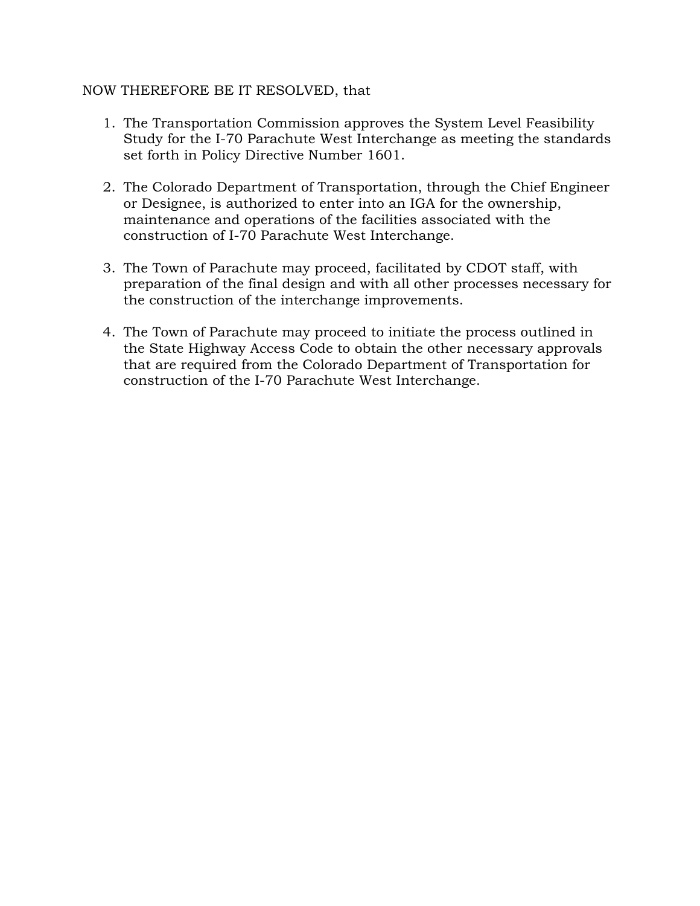NOW THEREFORE BE IT RESOLVED, that

1. The Transportation Commission approves the System Level Feasibility Study for the I-70 Parachute West Interchange as meeting the standards set forth in Policy Directive Number 1601.

2. The Colorado Department of Transportation, through the Chief Engineer or Designee, is authorized to enter into an IGA for the ownership, maintenance and operations of the facilities associated with the construction of I-70 Parachute West Interchange.

3. The Town of Parachute may proceed, facilitated by CDOT staff, with preparation of the final design and with all other processes necessary for the construction of the interchange improvements.

4. The Town of Parachute may proceed to initiate the process outlined in the State Highway Access Code to obtain the other necessary approvals that are required from the Colorado Department of Transportation for construction of the I-70 Parachute West Interchange.